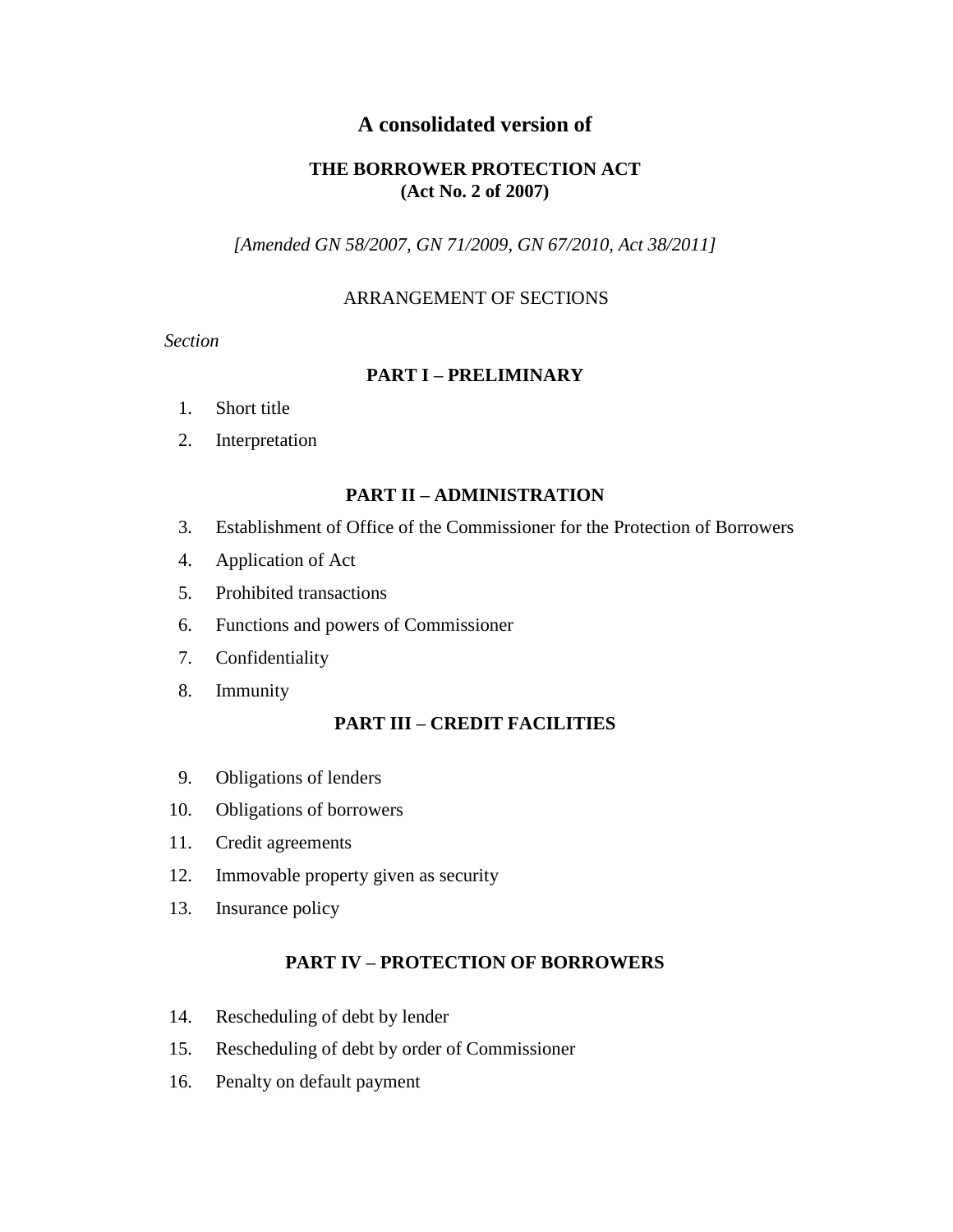# A consolidated version of

## THE BORROWER PROTECTION ACT
## (Act No. 2 of 2007)

*[Amended GN 58/2007, GN 71/2009, GN 67/2010, Act 38/2011]*

ARRANGEMENT OF SECTIONS

*Section*

### PART I – PRELIMINARY

1. Short title
2. Interpretation

### PART II – ADMINISTRATION

3. Establishment of Office of the Commissioner for the Protection of Borrowers
4. Application of Act
5. Prohibited transactions
6. Functions and powers of Commissioner
7. Confidentiality
8. Immunity

### PART III – CREDIT FACILITIES

9. Obligations of lenders
10. Obligations of borrowers
11. Credit agreements
12. Immovable property given as security
13. Insurance policy

### PART IV – PROTECTION OF BORROWERS

14. Rescheduling of debt by lender
15. Rescheduling of debt by order of Commissioner
16. Penalty on default payment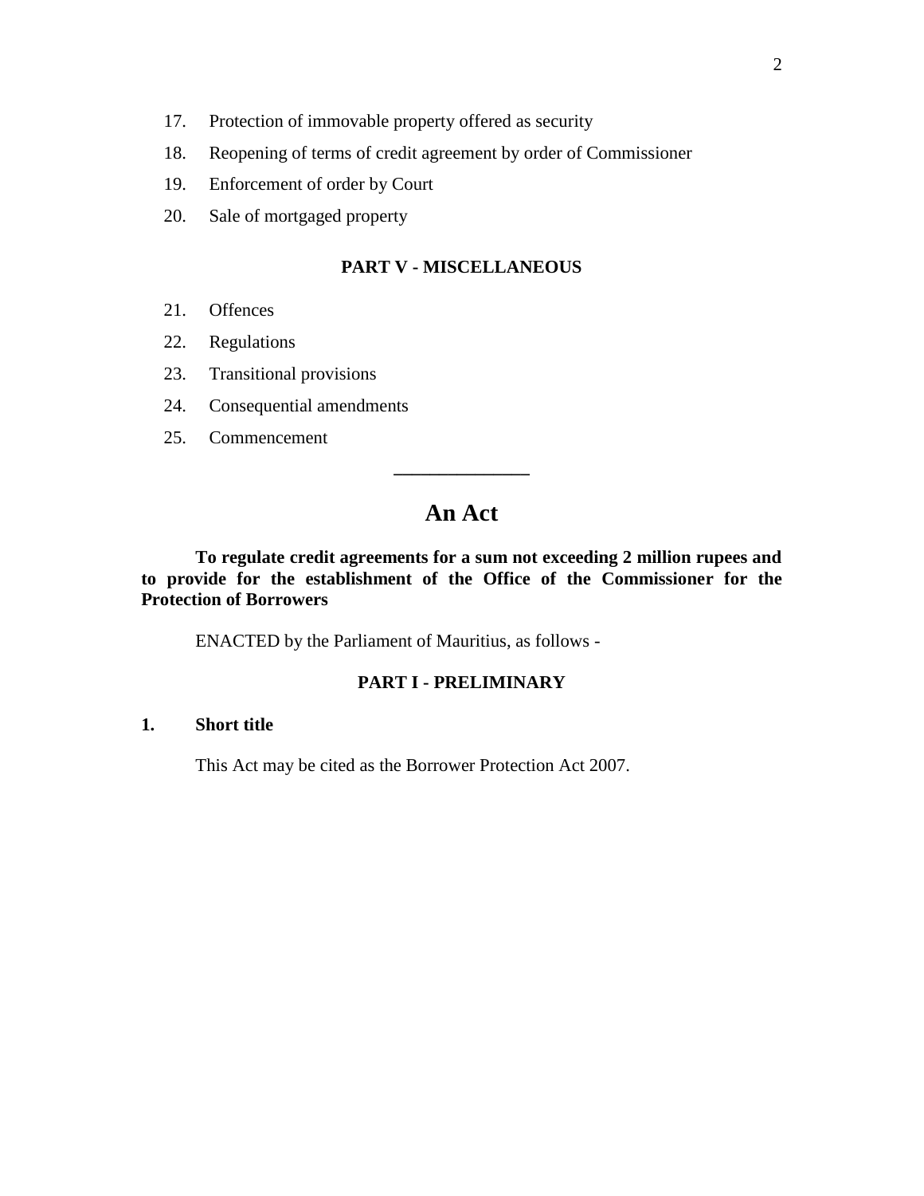17. Protection of immovable property offered as security
18. Reopening of terms of credit agreement by order of Commissioner
19. Enforcement of order by Court
20. Sale of mortgaged property

**PART V - MISCELLANEOUS**

21. Offences
22. Regulations
23. Transitional provisions
24. Consequential amendments
25. Commencement

---

# An Act

**To regulate credit agreements for a sum not exceeding 2 million rupees and to provide for the establishment of the Office of the Commissioner for the Protection of Borrowers**

ENACTED by the Parliament of Mauritius, as follows -

**PART I - PRELIMINARY**

**1. Short title**

This Act may be cited as the Borrower Protection Act 2007.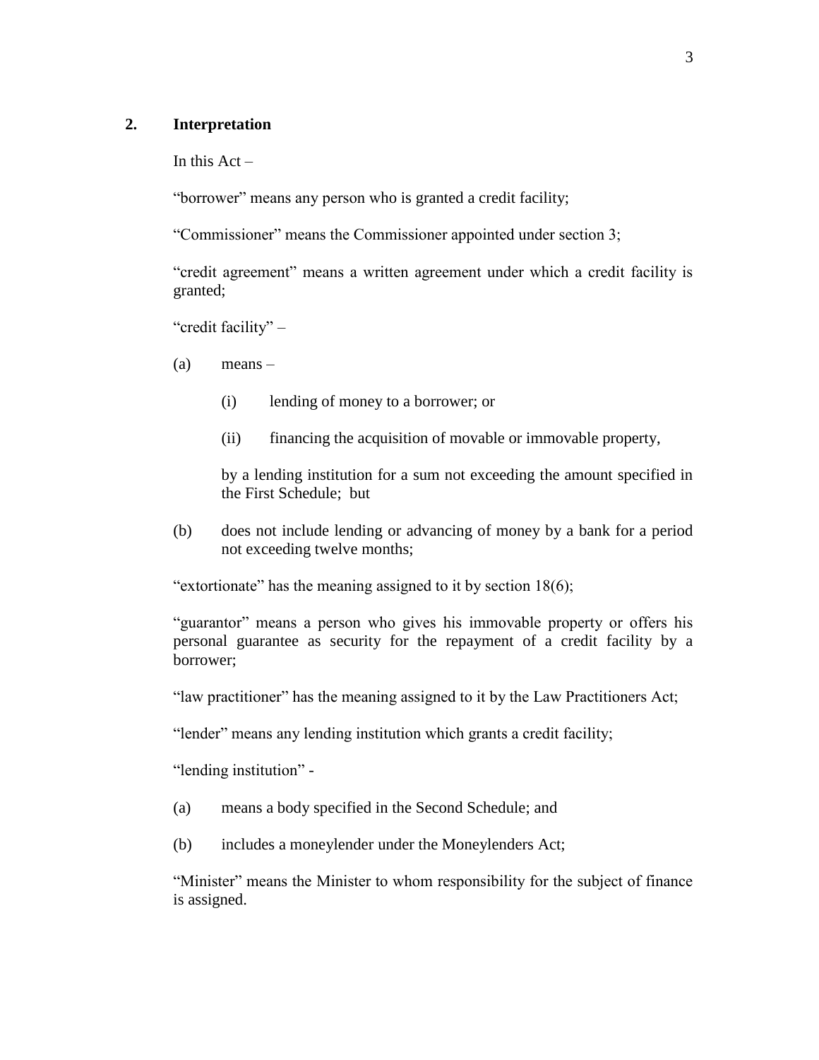## 2. Interpretation

In this Act –

"borrower" means any person who is granted a credit facility;

"Commissioner" means the Commissioner appointed under section 3;

"credit agreement" means a written agreement under which a credit facility is granted;

"credit facility" –

(a) means –

(i) lending of money to a borrower; or

(ii) financing the acquisition of movable or immovable property,

by a lending institution for a sum not exceeding the amount specified in the First Schedule; but

(b) does not include lending or advancing of money by a bank for a period not exceeding twelve months;

"extortionate" has the meaning assigned to it by section 18(6);

"guarantor" means a person who gives his immovable property or offers his personal guarantee as security for the repayment of a credit facility by a borrower;

"law practitioner" has the meaning assigned to it by the Law Practitioners Act;

"lender" means any lending institution which grants a credit facility;

"lending institution" -

(a) means a body specified in the Second Schedule; and

(b) includes a moneylender under the Moneylenders Act;

"Minister" means the Minister to whom responsibility for the subject of finance is assigned.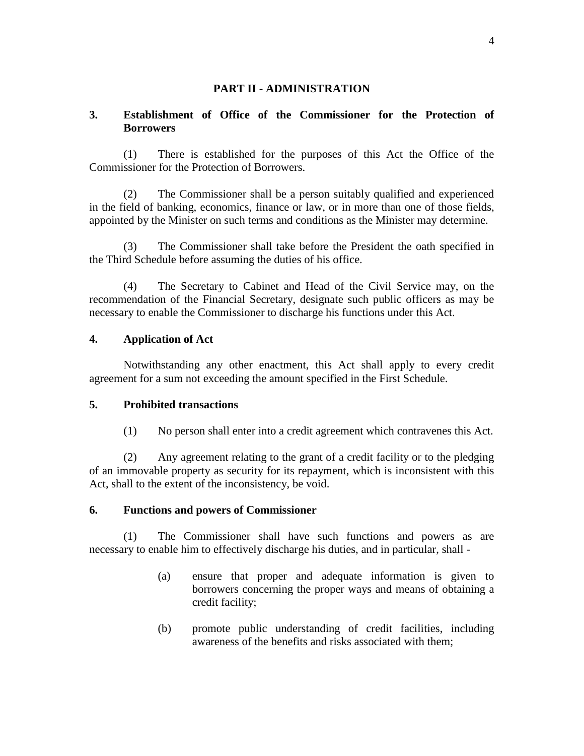## PART II - ADMINISTRATION

### 3. Establishment of Office of the Commissioner for the Protection of Borrowers

(1) There is established for the purposes of this Act the Office of the Commissioner for the Protection of Borrowers.

(2) The Commissioner shall be a person suitably qualified and experienced in the field of banking, economics, finance or law, or in more than one of those fields, appointed by the Minister on such terms and conditions as the Minister may determine.

(3) The Commissioner shall take before the President the oath specified in the Third Schedule before assuming the duties of his office.

(4) The Secretary to Cabinet and Head of the Civil Service may, on the recommendation of the Financial Secretary, designate such public officers as may be necessary to enable the Commissioner to discharge his functions under this Act.

### 4. Application of Act

Notwithstanding any other enactment, this Act shall apply to every credit agreement for a sum not exceeding the amount specified in the First Schedule.

### 5. Prohibited transactions

(1) No person shall enter into a credit agreement which contravenes this Act.

(2) Any agreement relating to the grant of a credit facility or to the pledging of an immovable property as security for its repayment, which is inconsistent with this Act, shall to the extent of the inconsistency, be void.

### 6. Functions and powers of Commissioner

(1) The Commissioner shall have such functions and powers as are necessary to enable him to effectively discharge his duties, and in particular, shall -

(a) ensure that proper and adequate information is given to borrowers concerning the proper ways and means of obtaining a credit facility;

(b) promote public understanding of credit facilities, including awareness of the benefits and risks associated with them;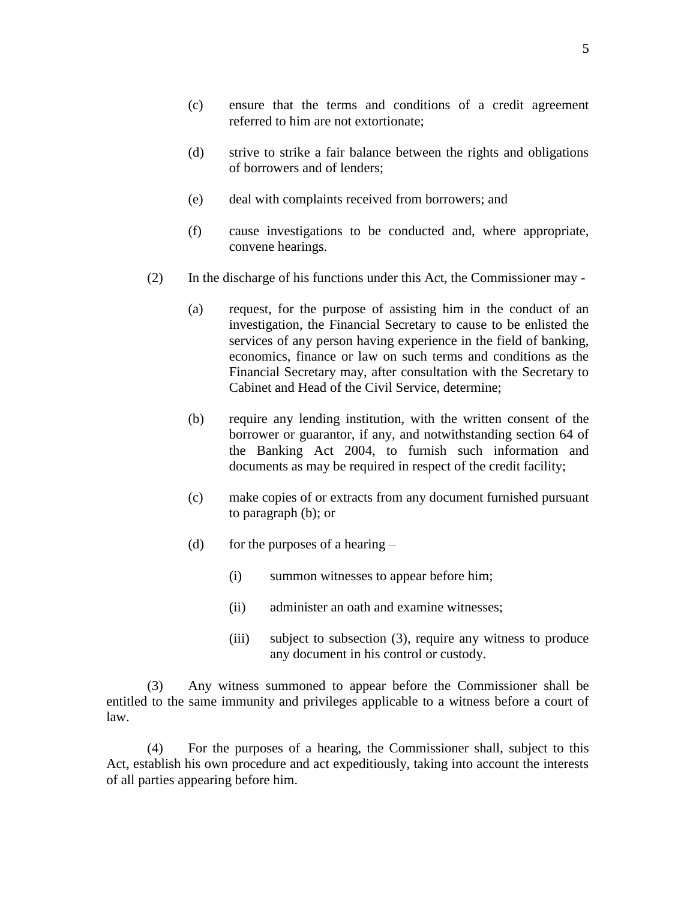(c) ensure that the terms and conditions of a credit agreement referred to him are not extortionate;

(d) strive to strike a fair balance between the rights and obligations of borrowers and of lenders;

(e) deal with complaints received from borrowers; and

(f) cause investigations to be conducted and, where appropriate, convene hearings.

(2) In the discharge of his functions under this Act, the Commissioner may -

(a) request, for the purpose of assisting him in the conduct of an investigation, the Financial Secretary to cause to be enlisted the services of any person having experience in the field of banking, economics, finance or law on such terms and conditions as the Financial Secretary may, after consultation with the Secretary to Cabinet and Head of the Civil Service, determine;

(b) require any lending institution, with the written consent of the borrower or guarantor, if any, and notwithstanding section 64 of the Banking Act 2004, to furnish such information and documents as may be required in respect of the credit facility;

(c) make copies of or extracts from any document furnished pursuant to paragraph (b); or

(d) for the purposes of a hearing –

(i) summon witnesses to appear before him;

(ii) administer an oath and examine witnesses;

(iii) subject to subsection (3), require any witness to produce any document in his control or custody.

(3) Any witness summoned to appear before the Commissioner shall be entitled to the same immunity and privileges applicable to a witness before a court of law.

(4) For the purposes of a hearing, the Commissioner shall, subject to this Act, establish his own procedure and act expeditiously, taking into account the interests of all parties appearing before him.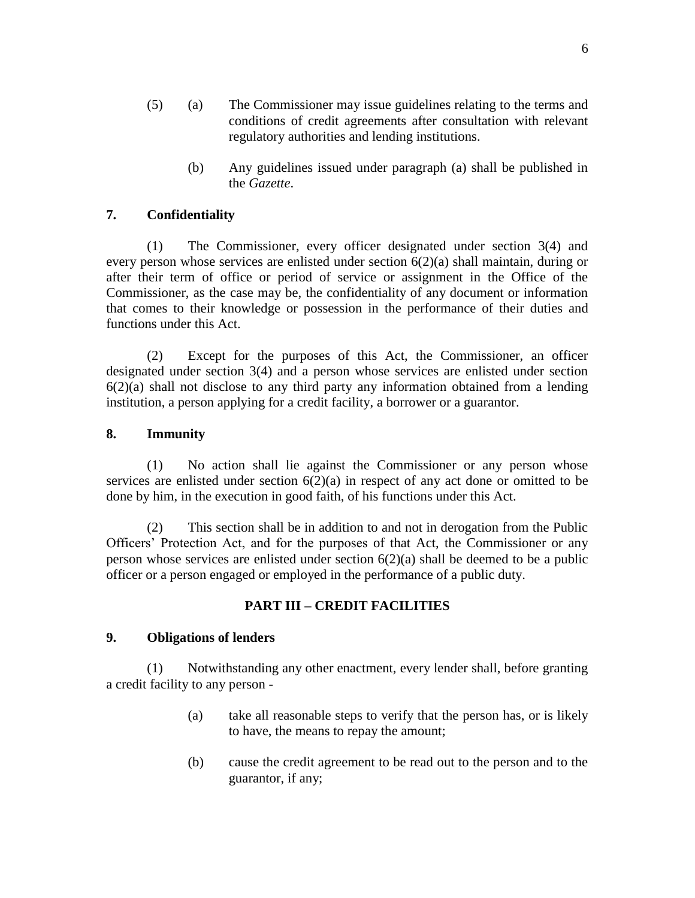(5) (a) The Commissioner may issue guidelines relating to the terms and conditions of credit agreements after consultation with relevant regulatory authorities and lending institutions.

(b) Any guidelines issued under paragraph (a) shall be published in the *Gazette*.

### 7. Confidentiality

(1) The Commissioner, every officer designated under section 3(4) and every person whose services are enlisted under section 6(2)(a) shall maintain, during or after their term of office or period of service or assignment in the Office of the Commissioner, as the case may be, the confidentiality of any document or information that comes to their knowledge or possession in the performance of their duties and functions under this Act.

(2) Except for the purposes of this Act, the Commissioner, an officer designated under section 3(4) and a person whose services are enlisted under section 6(2)(a) shall not disclose to any third party any information obtained from a lending institution, a person applying for a credit facility, a borrower or a guarantor.

### 8. Immunity

(1) No action shall lie against the Commissioner or any person whose services are enlisted under section 6(2)(a) in respect of any act done or omitted to be done by him, in the execution in good faith, of his functions under this Act.

(2) This section shall be in addition to and not in derogation from the Public Officers' Protection Act, and for the purposes of that Act, the Commissioner or any person whose services are enlisted under section 6(2)(a) shall be deemed to be a public officer or a person engaged or employed in the performance of a public duty.

## PART III – CREDIT FACILITIES

### 9. Obligations of lenders

(1) Notwithstanding any other enactment, every lender shall, before granting a credit facility to any person -

(a) take all reasonable steps to verify that the person has, or is likely to have, the means to repay the amount;

(b) cause the credit agreement to be read out to the person and to the guarantor, if any;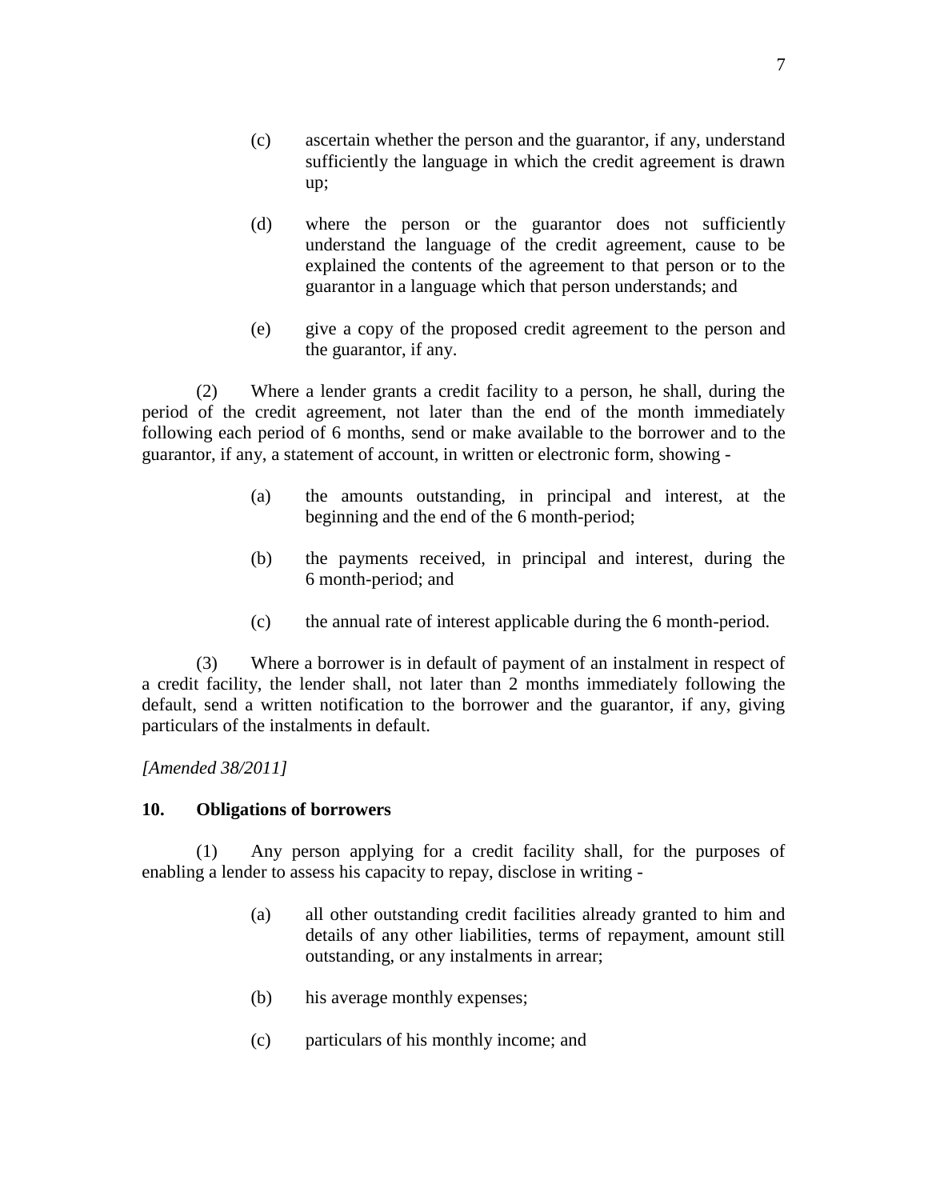(c) ascertain whether the person and the guarantor, if any, understand sufficiently the language in which the credit agreement is drawn up;

(d) where the person or the guarantor does not sufficiently understand the language of the credit agreement, cause to be explained the contents of the agreement to that person or to the guarantor in a language which that person understands; and

(e) give a copy of the proposed credit agreement to the person and the guarantor, if any.

(2) Where a lender grants a credit facility to a person, he shall, during the period of the credit agreement, not later than the end of the month immediately following each period of 6 months, send or make available to the borrower and to the guarantor, if any, a statement of account, in written or electronic form, showing -

(a) the amounts outstanding, in principal and interest, at the beginning and the end of the 6 month-period;

(b) the payments received, in principal and interest, during the 6 month-period; and

(c) the annual rate of interest applicable during the 6 month-period.

(3) Where a borrower is in default of payment of an instalment in respect of a credit facility, the lender shall, not later than 2 months immediately following the default, send a written notification to the borrower and the guarantor, if any, giving particulars of the instalments in default.

*[Amended 38/2011]*

**10. Obligations of borrowers**

(1) Any person applying for a credit facility shall, for the purposes of enabling a lender to assess his capacity to repay, disclose in writing -

(a) all other outstanding credit facilities already granted to him and details of any other liabilities, terms of repayment, amount still outstanding, or any instalments in arrear;

(b) his average monthly expenses;

(c) particulars of his monthly income; and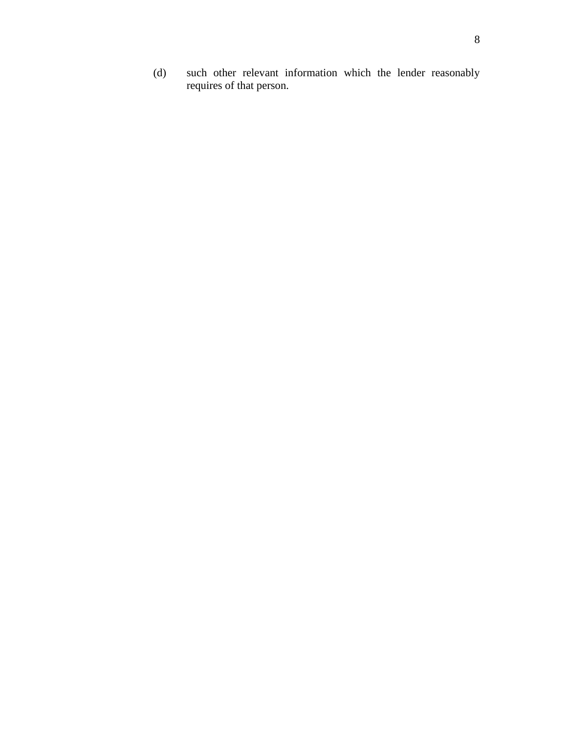(d) such other relevant information which the lender reasonably requires of that person.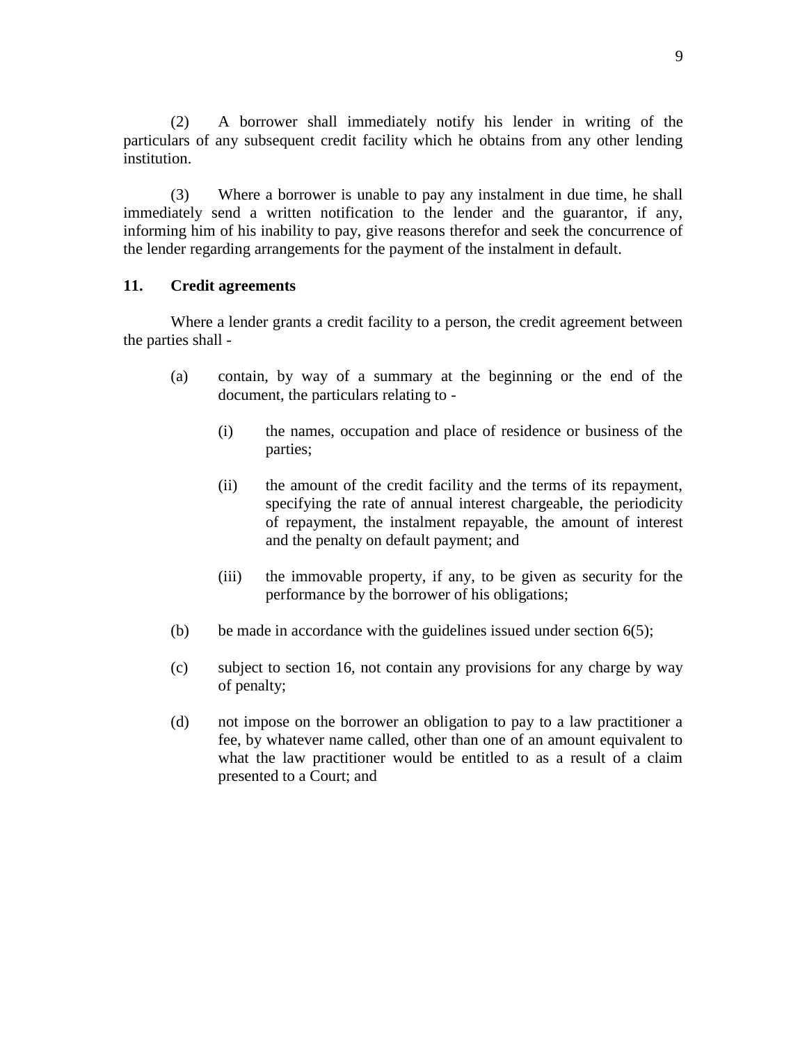(2) A borrower shall immediately notify his lender in writing of the particulars of any subsequent credit facility which he obtains from any other lending institution.

(3) Where a borrower is unable to pay any instalment in due time, he shall immediately send a written notification to the lender and the guarantor, if any, informing him of his inability to pay, give reasons therefor and seek the concurrence of the lender regarding arrangements for the payment of the instalment in default.

### 11. Credit agreements

Where a lender grants a credit facility to a person, the credit agreement between the parties shall -

- (a) contain, by way of a summary at the beginning or the end of the document, the particulars relating to -
  - (i) the names, occupation and place of residence or business of the parties;
  - (ii) the amount of the credit facility and the terms of its repayment, specifying the rate of annual interest chargeable, the periodicity of repayment, the instalment repayable, the amount of interest and the penalty on default payment; and
  - (iii) the immovable property, if any, to be given as security for the performance by the borrower of his obligations;
- (b) be made in accordance with the guidelines issued under section 6(5);
- (c) subject to section 16, not contain any provisions for any charge by way of penalty;
- (d) not impose on the borrower an obligation to pay to a law practitioner a fee, by whatever name called, other than one of an amount equivalent to what the law practitioner would be entitled to as a result of a claim presented to a Court; and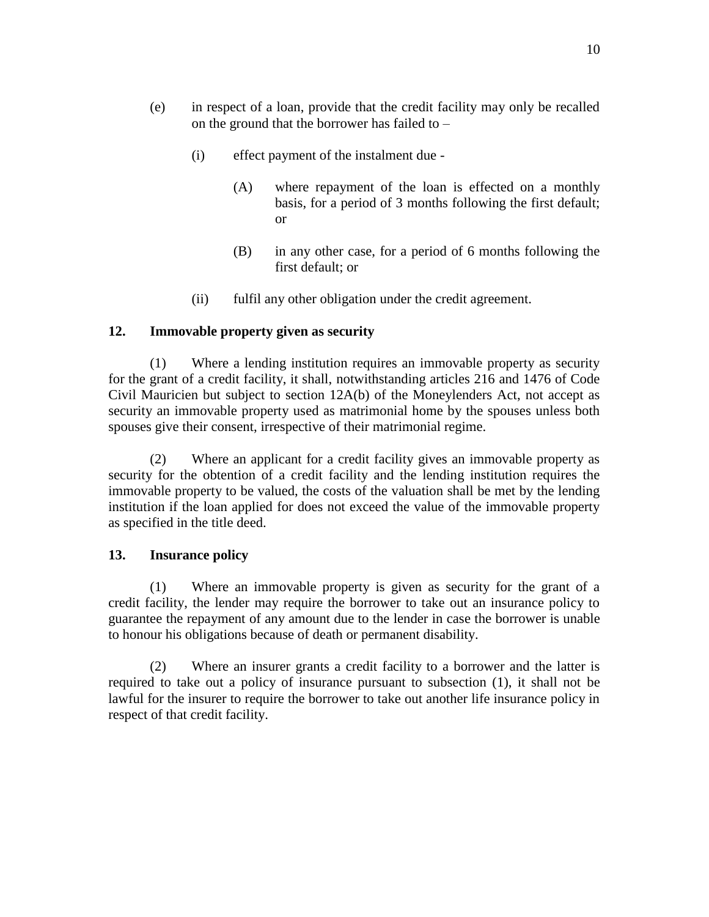(e) in respect of a loan, provide that the credit facility may only be recalled on the ground that the borrower has failed to –

  (i) effect payment of the instalment due -

    (A) where repayment of the loan is effected on a monthly basis, for a period of 3 months following the first default; or

    (B) in any other case, for a period of 6 months following the first default; or

  (ii) fulfil any other obligation under the credit agreement.

**12. Immovable property given as security**

(1) Where a lending institution requires an immovable property as security for the grant of a credit facility, it shall, notwithstanding articles 216 and 1476 of Code Civil Mauricien but subject to section 12A(b) of the Moneylenders Act, not accept as security an immovable property used as matrimonial home by the spouses unless both spouses give their consent, irrespective of their matrimonial regime.

(2) Where an applicant for a credit facility gives an immovable property as security for the obtention of a credit facility and the lending institution requires the immovable property to be valued, the costs of the valuation shall be met by the lending institution if the loan applied for does not exceed the value of the immovable property as specified in the title deed.

**13. Insurance policy**

(1) Where an immovable property is given as security for the grant of a credit facility, the lender may require the borrower to take out an insurance policy to guarantee the repayment of any amount due to the lender in case the borrower is unable to honour his obligations because of death or permanent disability.

(2) Where an insurer grants a credit facility to a borrower and the latter is required to take out a policy of insurance pursuant to subsection (1), it shall not be lawful for the insurer to require the borrower to take out another life insurance policy in respect of that credit facility.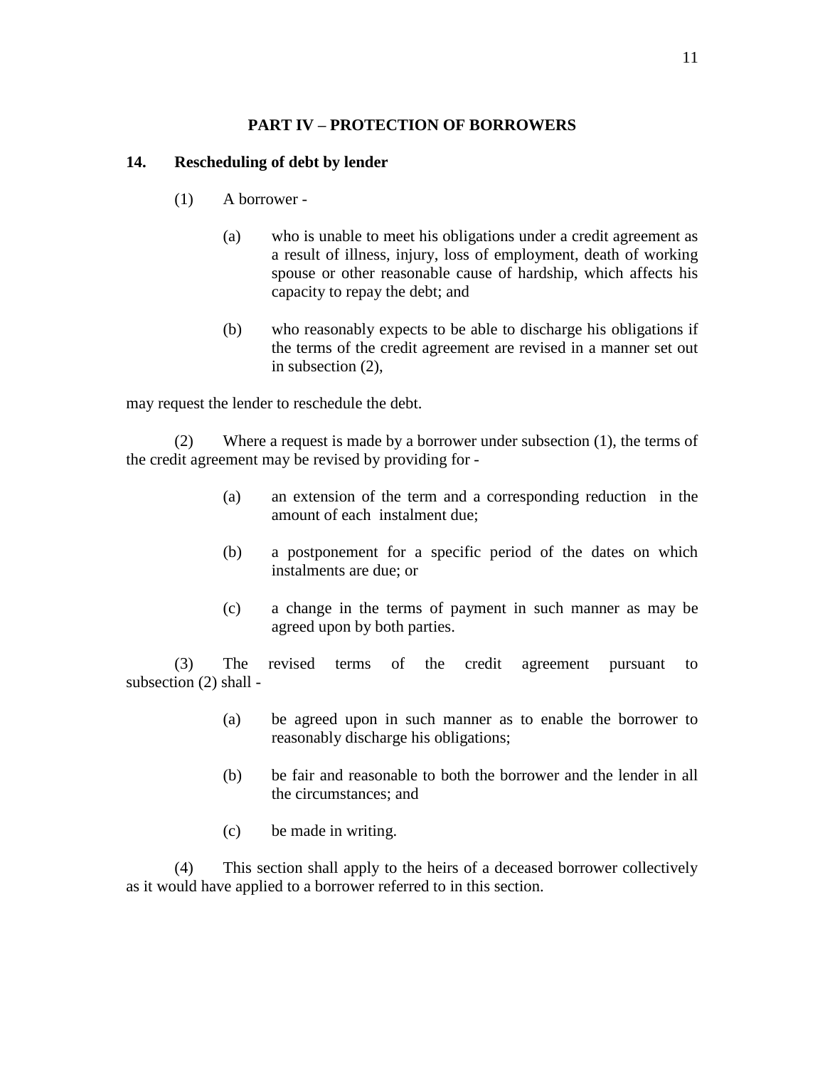## PART IV – PROTECTION OF BORROWERS

### 14. Rescheduling of debt by lender

(1) A borrower -

(a) who is unable to meet his obligations under a credit agreement as a result of illness, injury, loss of employment, death of working spouse or other reasonable cause of hardship, which affects his capacity to repay the debt; and

(b) who reasonably expects to be able to discharge his obligations if the terms of the credit agreement are revised in a manner set out in subsection (2),

may request the lender to reschedule the debt.

(2) Where a request is made by a borrower under subsection (1), the terms of the credit agreement may be revised by providing for -

(a) an extension of the term and a corresponding reduction in the amount of each instalment due;

(b) a postponement for a specific period of the dates on which instalments are due; or

(c) a change in the terms of payment in such manner as may be agreed upon by both parties.

(3) The revised terms of the credit agreement pursuant to subsection (2) shall -

(a) be agreed upon in such manner as to enable the borrower to reasonably discharge his obligations;

(b) be fair and reasonable to both the borrower and the lender in all the circumstances; and

(c) be made in writing.

(4) This section shall apply to the heirs of a deceased borrower collectively as it would have applied to a borrower referred to in this section.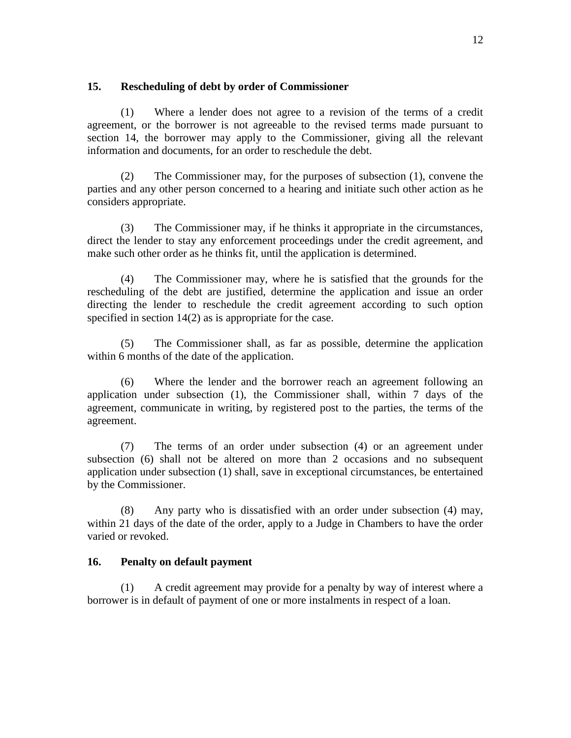### 15. Rescheduling of debt by order of Commissioner

(1) Where a lender does not agree to a revision of the terms of a credit agreement, or the borrower is not agreeable to the revised terms made pursuant to section 14, the borrower may apply to the Commissioner, giving all the relevant information and documents, for an order to reschedule the debt.

(2) The Commissioner may, for the purposes of subsection (1), convene the parties and any other person concerned to a hearing and initiate such other action as he considers appropriate.

(3) The Commissioner may, if he thinks it appropriate in the circumstances, direct the lender to stay any enforcement proceedings under the credit agreement, and make such other order as he thinks fit, until the application is determined.

(4) The Commissioner may, where he is satisfied that the grounds for the rescheduling of the debt are justified, determine the application and issue an order directing the lender to reschedule the credit agreement according to such option specified in section 14(2) as is appropriate for the case.

(5) The Commissioner shall, as far as possible, determine the application within 6 months of the date of the application.

(6) Where the lender and the borrower reach an agreement following an application under subsection (1), the Commissioner shall, within 7 days of the agreement, communicate in writing, by registered post to the parties, the terms of the agreement.

(7) The terms of an order under subsection (4) or an agreement under subsection (6) shall not be altered on more than 2 occasions and no subsequent application under subsection (1) shall, save in exceptional circumstances, be entertained by the Commissioner.

(8) Any party who is dissatisfied with an order under subsection (4) may, within 21 days of the date of the order, apply to a Judge in Chambers to have the order varied or revoked.

### 16. Penalty on default payment

(1) A credit agreement may provide for a penalty by way of interest where a borrower is in default of payment of one or more instalments in respect of a loan.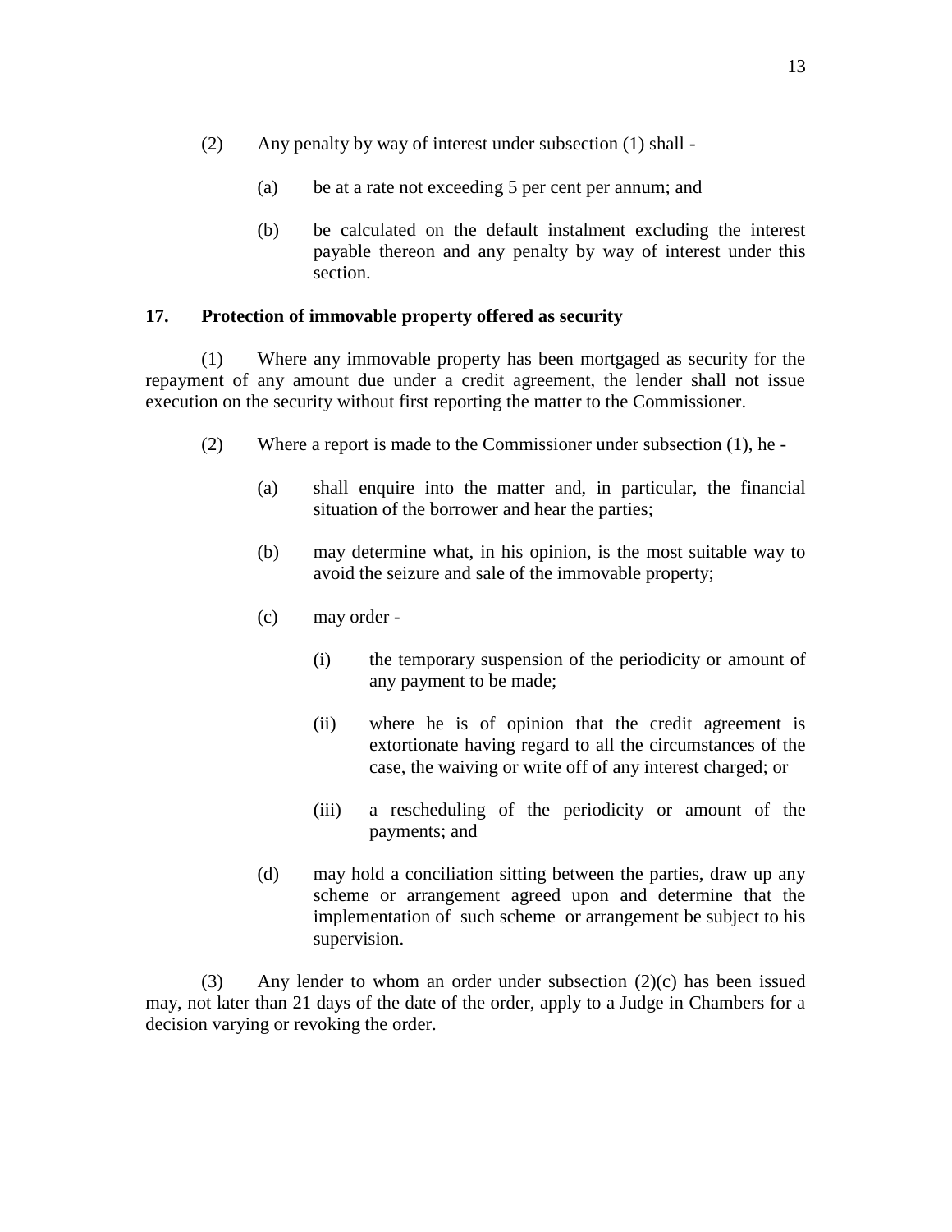(2) Any penalty by way of interest under subsection (1) shall -

(a) be at a rate not exceeding 5 per cent per annum; and

(b) be calculated on the default instalment excluding the interest payable thereon and any penalty by way of interest under this section.

**17. Protection of immovable property offered as security**

(1) Where any immovable property has been mortgaged as security for the repayment of any amount due under a credit agreement, the lender shall not issue execution on the security without first reporting the matter to the Commissioner.

(2) Where a report is made to the Commissioner under subsection (1), he -

(a) shall enquire into the matter and, in particular, the financial situation of the borrower and hear the parties;

(b) may determine what, in his opinion, is the most suitable way to avoid the seizure and sale of the immovable property;

(c) may order -

(i) the temporary suspension of the periodicity or amount of any payment to be made;

(ii) where he is of opinion that the credit agreement is extortionate having regard to all the circumstances of the case, the waiving or write off of any interest charged; or

(iii) a rescheduling of the periodicity or amount of the payments; and

(d) may hold a conciliation sitting between the parties, draw up any scheme or arrangement agreed upon and determine that the implementation of such scheme or arrangement be subject to his supervision.

(3) Any lender to whom an order under subsection (2)(c) has been issued may, not later than 21 days of the date of the order, apply to a Judge in Chambers for a decision varying or revoking the order.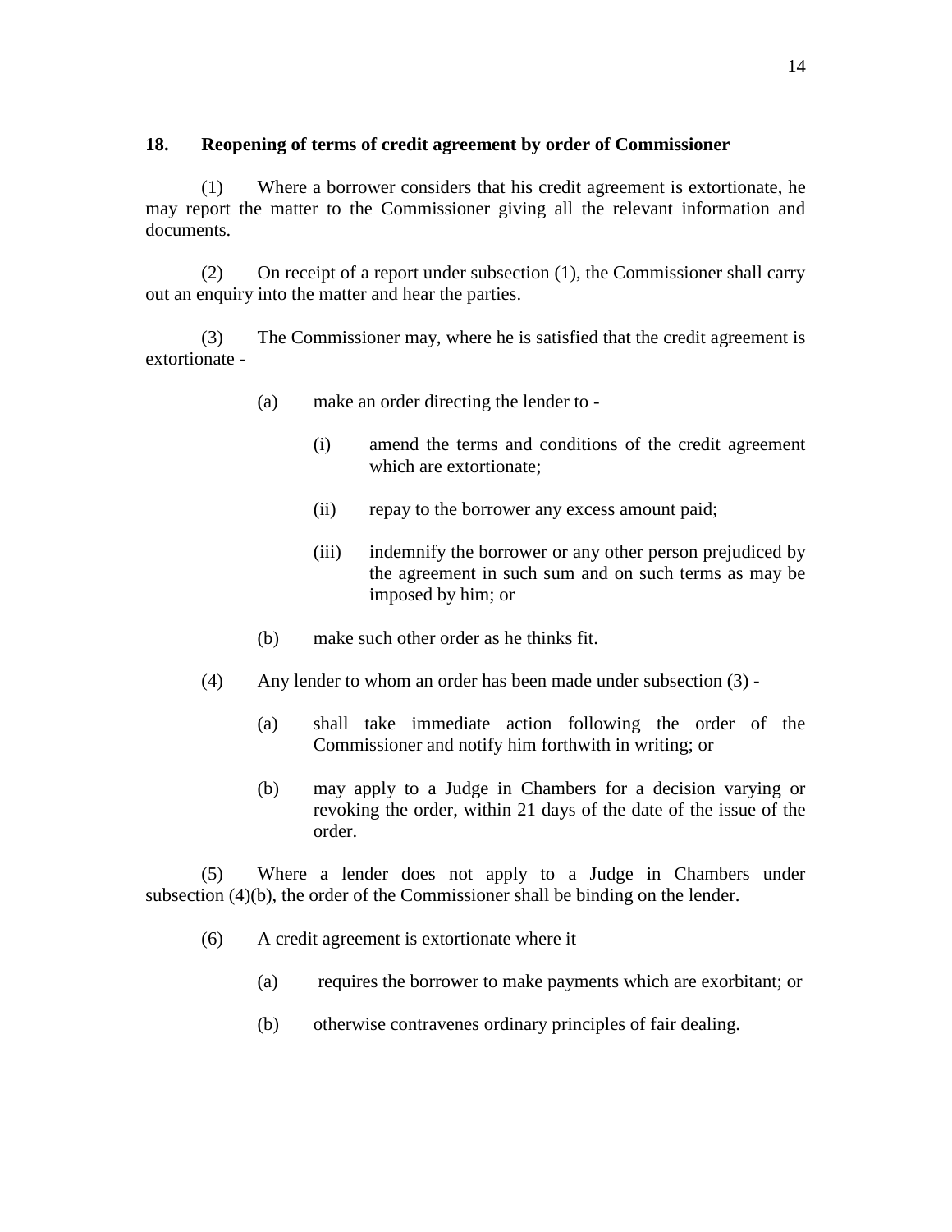**18. Reopening of terms of credit agreement by order of Commissioner**

(1) Where a borrower considers that his credit agreement is extortionate, he may report the matter to the Commissioner giving all the relevant information and documents.

(2) On receipt of a report under subsection (1), the Commissioner shall carry out an enquiry into the matter and hear the parties.

(3) The Commissioner may, where he is satisfied that the credit agreement is extortionate -

(a) make an order directing the lender to -

(i) amend the terms and conditions of the credit agreement which are extortionate;

(ii) repay to the borrower any excess amount paid;

(iii) indemnify the borrower or any other person prejudiced by the agreement in such sum and on such terms as may be imposed by him; or

(b) make such other order as he thinks fit.

(4) Any lender to whom an order has been made under subsection (3) -

(a) shall take immediate action following the order of the Commissioner and notify him forthwith in writing; or

(b) may apply to a Judge in Chambers for a decision varying or revoking the order, within 21 days of the date of the issue of the order.

(5) Where a lender does not apply to a Judge in Chambers under subsection (4)(b), the order of the Commissioner shall be binding on the lender.

(6) A credit agreement is extortionate where it –

(a) requires the borrower to make payments which are exorbitant; or

(b) otherwise contravenes ordinary principles of fair dealing.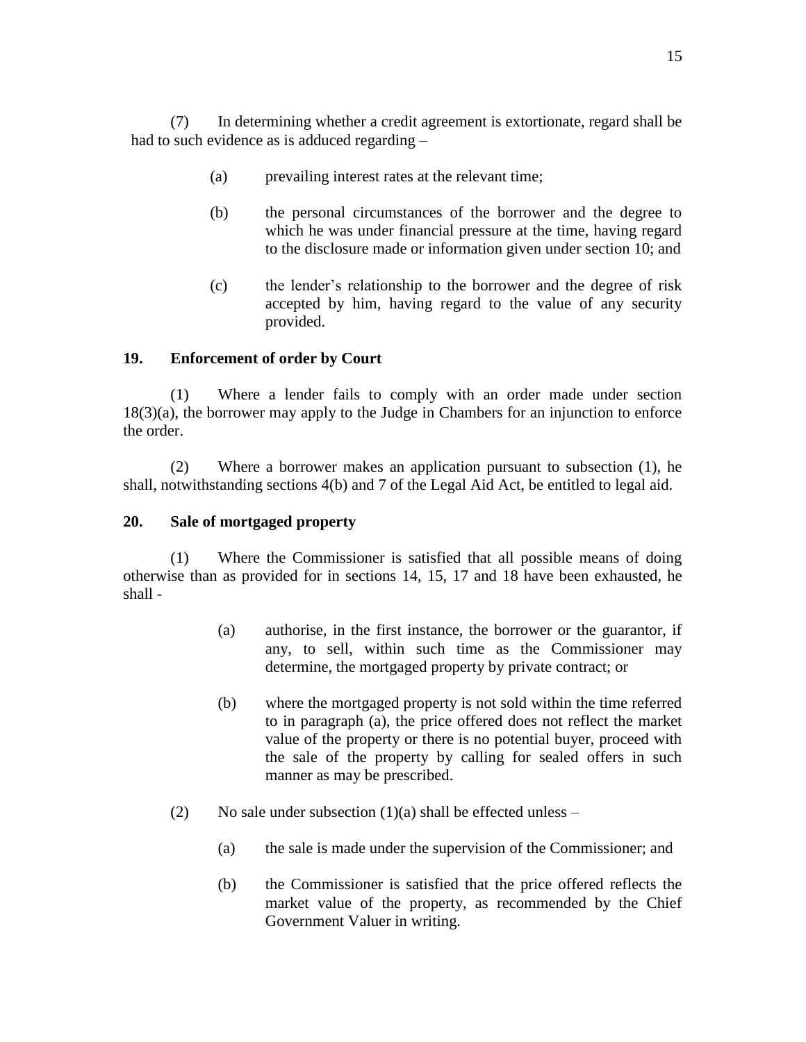(7) In determining whether a credit agreement is extortionate, regard shall be had to such evidence as is adduced regarding –

(a) prevailing interest rates at the relevant time;

(b) the personal circumstances of the borrower and the degree to which he was under financial pressure at the time, having regard to the disclosure made or information given under section 10; and

(c) the lender's relationship to the borrower and the degree of risk accepted by him, having regard to the value of any security provided.

### 19. Enforcement of order by Court

(1) Where a lender fails to comply with an order made under section 18(3)(a), the borrower may apply to the Judge in Chambers for an injunction to enforce the order.

(2) Where a borrower makes an application pursuant to subsection (1), he shall, notwithstanding sections 4(b) and 7 of the Legal Aid Act, be entitled to legal aid.

### 20. Sale of mortgaged property

(1) Where the Commissioner is satisfied that all possible means of doing otherwise than as provided for in sections 14, 15, 17 and 18 have been exhausted, he shall -

(a) authorise, in the first instance, the borrower or the guarantor, if any, to sell, within such time as the Commissioner may determine, the mortgaged property by private contract; or

(b) where the mortgaged property is not sold within the time referred to in paragraph (a), the price offered does not reflect the market value of the property or there is no potential buyer, proceed with the sale of the property by calling for sealed offers in such manner as may be prescribed.

(2) No sale under subsection (1)(a) shall be effected unless –

(a) the sale is made under the supervision of the Commissioner; and

(b) the Commissioner is satisfied that the price offered reflects the market value of the property, as recommended by the Chief Government Valuer in writing.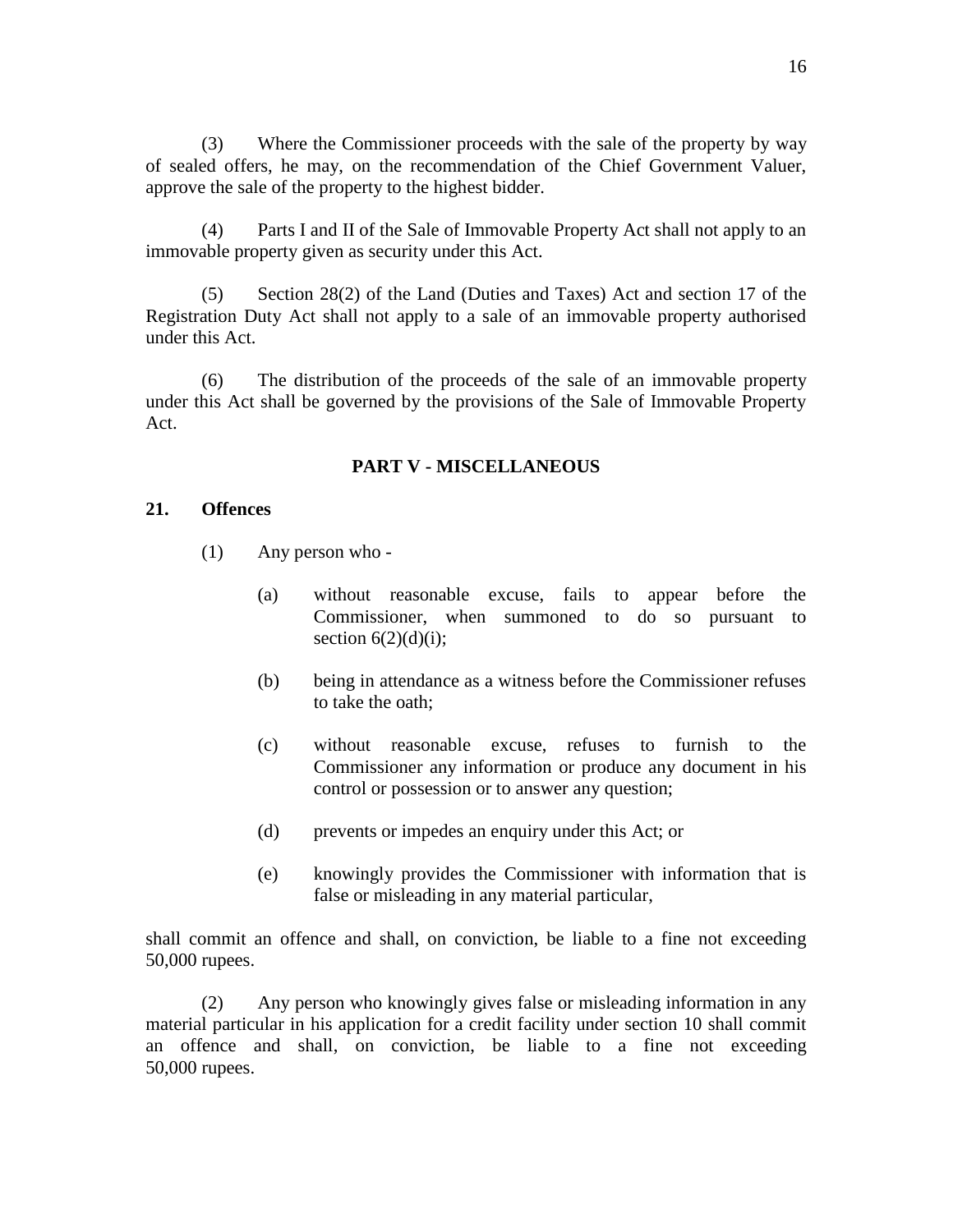(3) Where the Commissioner proceeds with the sale of the property by way of sealed offers, he may, on the recommendation of the Chief Government Valuer, approve the sale of the property to the highest bidder.

(4) Parts I and II of the Sale of Immovable Property Act shall not apply to an immovable property given as security under this Act.

(5) Section 28(2) of the Land (Duties and Taxes) Act and section 17 of the Registration Duty Act shall not apply to a sale of an immovable property authorised under this Act.

(6) The distribution of the proceeds of the sale of an immovable property under this Act shall be governed by the provisions of the Sale of Immovable Property Act.

## PART V - MISCELLANEOUS

### 21. Offences

(1) Any person who -

(a) without reasonable excuse, fails to appear before the Commissioner, when summoned to do so pursuant to section 6(2)(d)(i);

(b) being in attendance as a witness before the Commissioner refuses to take the oath;

(c) without reasonable excuse, refuses to furnish to the Commissioner any information or produce any document in his control or possession or to answer any question;

(d) prevents or impedes an enquiry under this Act; or

(e) knowingly provides the Commissioner with information that is false or misleading in any material particular,

shall commit an offence and shall, on conviction, be liable to a fine not exceeding 50,000 rupees.

(2) Any person who knowingly gives false or misleading information in any material particular in his application for a credit facility under section 10 shall commit an offence and shall, on conviction, be liable to a fine not exceeding 50,000 rupees.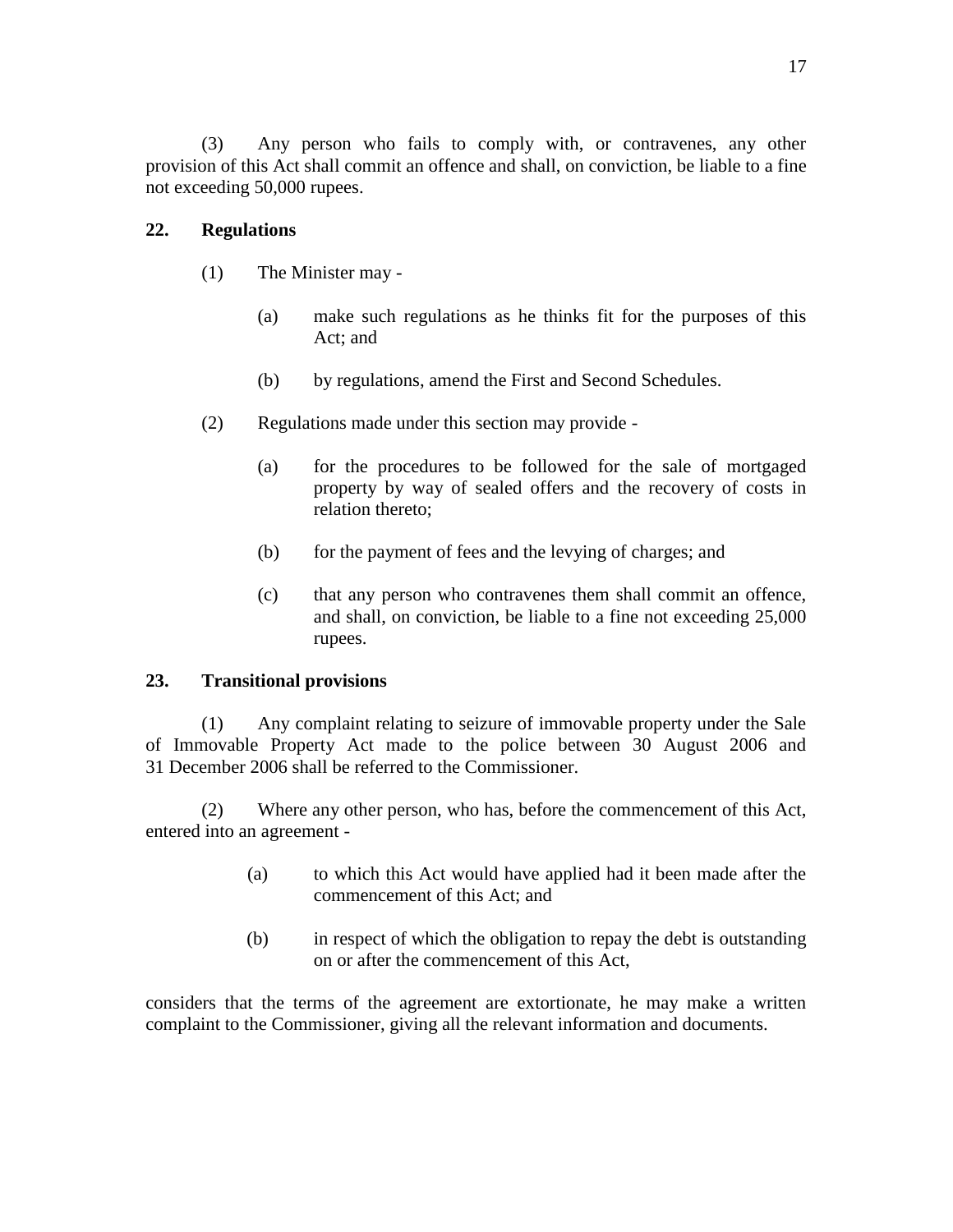(3) Any person who fails to comply with, or contravenes, any other provision of this Act shall commit an offence and shall, on conviction, be liable to a fine not exceeding 50,000 rupees.

## 22. Regulations

(1) The Minister may -

(a) make such regulations as he thinks fit for the purposes of this Act; and

(b) by regulations, amend the First and Second Schedules.

(2) Regulations made under this section may provide -

(a) for the procedures to be followed for the sale of mortgaged property by way of sealed offers and the recovery of costs in relation thereto;

(b) for the payment of fees and the levying of charges; and

(c) that any person who contravenes them shall commit an offence, and shall, on conviction, be liable to a fine not exceeding 25,000 rupees.

## 23. Transitional provisions

(1) Any complaint relating to seizure of immovable property under the Sale of Immovable Property Act made to the police between 30 August 2006 and 31 December 2006 shall be referred to the Commissioner.

(2) Where any other person, who has, before the commencement of this Act, entered into an agreement -

(a) to which this Act would have applied had it been made after the commencement of this Act; and

(b) in respect of which the obligation to repay the debt is outstanding on or after the commencement of this Act,

considers that the terms of the agreement are extortionate, he may make a written complaint to the Commissioner, giving all the relevant information and documents.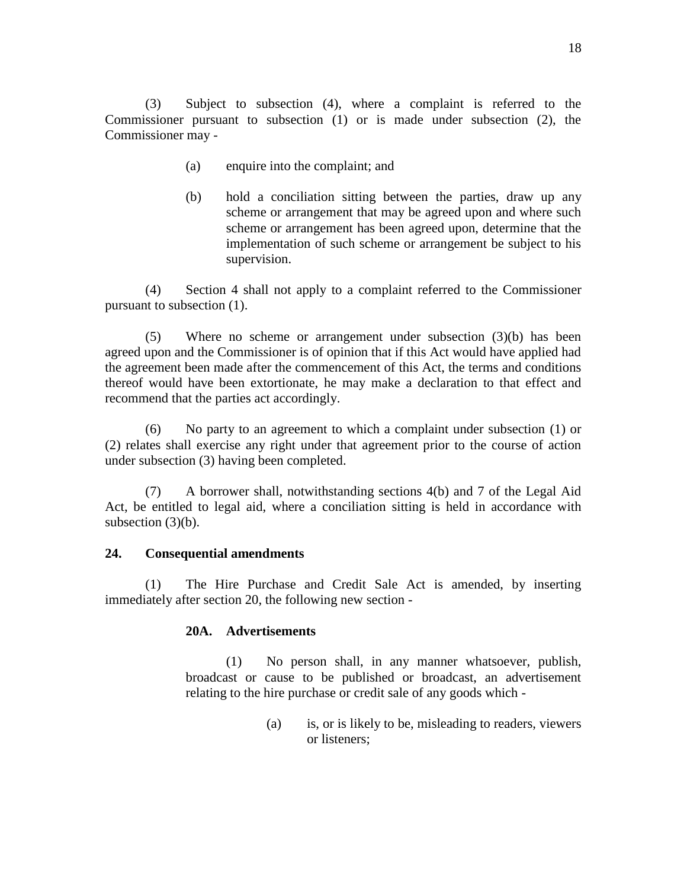(3) Subject to subsection (4), where a complaint is referred to the Commissioner pursuant to subsection (1) or is made under subsection (2), the Commissioner may -

(a) enquire into the complaint; and

(b) hold a conciliation sitting between the parties, draw up any scheme or arrangement that may be agreed upon and where such scheme or arrangement has been agreed upon, determine that the implementation of such scheme or arrangement be subject to his supervision.

(4) Section 4 shall not apply to a complaint referred to the Commissioner pursuant to subsection (1).

(5) Where no scheme or arrangement under subsection (3)(b) has been agreed upon and the Commissioner is of opinion that if this Act would have applied had the agreement been made after the commencement of this Act, the terms and conditions thereof would have been extortionate, he may make a declaration to that effect and recommend that the parties act accordingly.

(6) No party to an agreement to which a complaint under subsection (1) or (2) relates shall exercise any right under that agreement prior to the course of action under subsection (3) having been completed.

(7) A borrower shall, notwithstanding sections 4(b) and 7 of the Legal Aid Act, be entitled to legal aid, where a conciliation sitting is held in accordance with subsection (3)(b).

**24. Consequential amendments**

(1) The Hire Purchase and Credit Sale Act is amended, by inserting immediately after section 20, the following new section -

**20A. Advertisements**

(1) No person shall, in any manner whatsoever, publish, broadcast or cause to be published or broadcast, an advertisement relating to the hire purchase or credit sale of any goods which -

(a) is, or is likely to be, misleading to readers, viewers or listeners;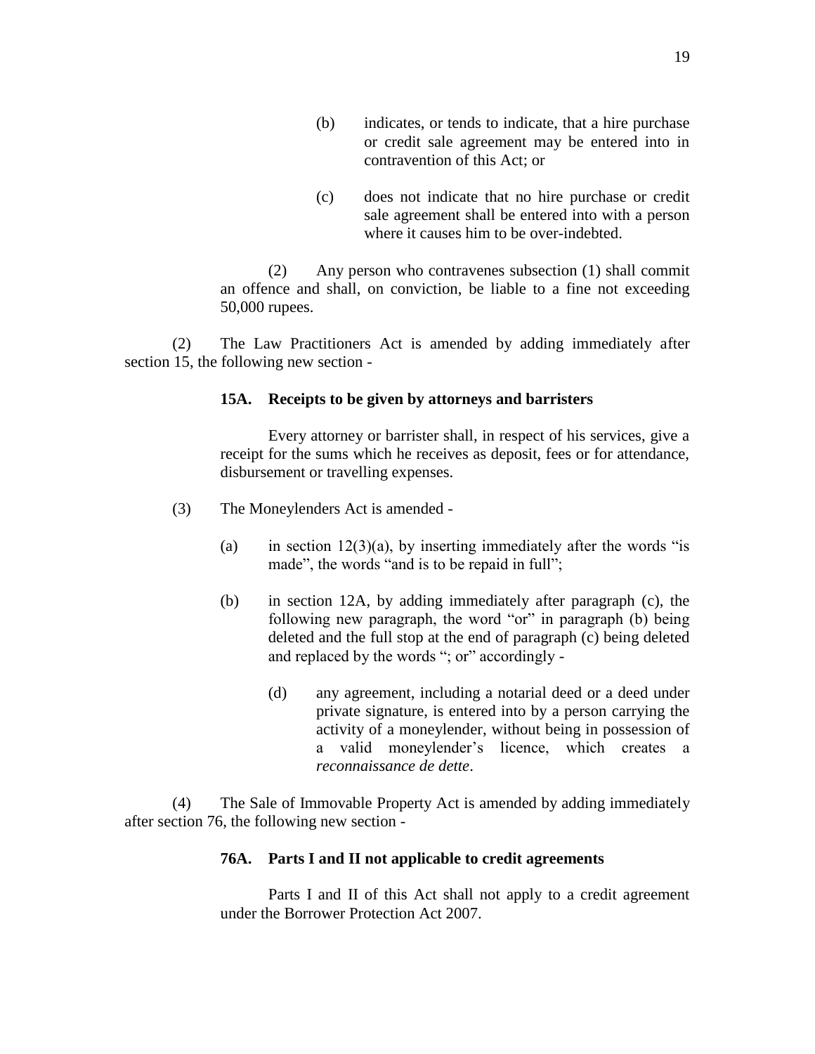(b) indicates, or tends to indicate, that a hire purchase or credit sale agreement may be entered into in contravention of this Act; or

(c) does not indicate that no hire purchase or credit sale agreement shall be entered into with a person where it causes him to be over-indebted.

(2) Any person who contravenes subsection (1) shall commit an offence and shall, on conviction, be liable to a fine not exceeding 50,000 rupees.

(2) The Law Practitioners Act is amended by adding immediately after section 15, the following new section -

**15A. Receipts to be given by attorneys and barristers**

Every attorney or barrister shall, in respect of his services, give a receipt for the sums which he receives as deposit, fees or for attendance, disbursement or travelling expenses.

(3) The Moneylenders Act is amended -

(a) in section 12(3)(a), by inserting immediately after the words "is made", the words "and is to be repaid in full";

(b) in section 12A, by adding immediately after paragraph (c), the following new paragraph, the word "or" in paragraph (b) being deleted and the full stop at the end of paragraph (c) being deleted and replaced by the words "; or" accordingly -

(d) any agreement, including a notarial deed or a deed under private signature, is entered into by a person carrying the activity of a moneylender, without being in possession of a valid moneylender's licence, which creates a *reconnaissance de dette*.

(4) The Sale of Immovable Property Act is amended by adding immediately after section 76, the following new section -

**76A. Parts I and II not applicable to credit agreements**

Parts I and II of this Act shall not apply to a credit agreement under the Borrower Protection Act 2007.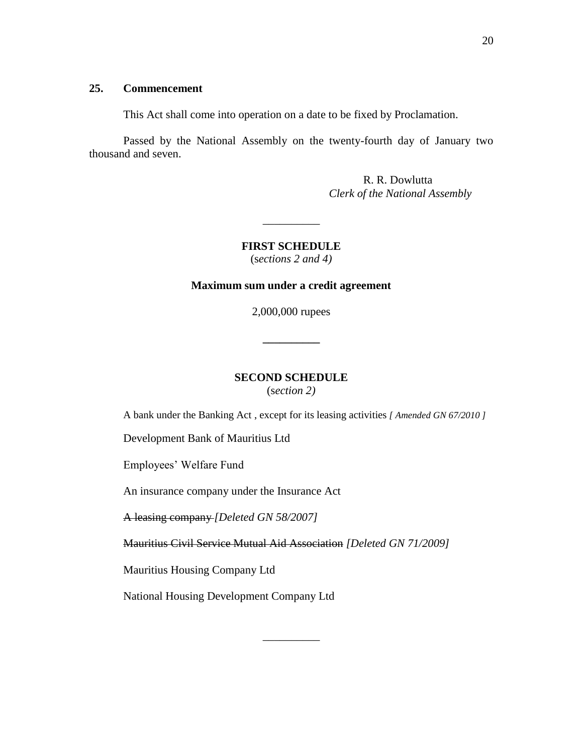## 25. Commencement

This Act shall come into operation on a date to be fixed by Proclamation.

Passed by the National Assembly on the twenty-fourth day of January two thousand and seven.

R. R. Dowlutta
*Clerk of the National Assembly*

---

**FIRST SCHEDULE**
(*sections 2 and 4)*

**Maximum sum under a credit agreement**

2,000,000 rupees

---

**SECOND SCHEDULE**
(*section 2)*

A bank under the Banking Act , except for its leasing activities *[ Amended GN 67/2010 ]*

Development Bank of Mauritius Ltd

Employees' Welfare Fund

An insurance company under the Insurance Act

~~A leasing company~~ *[Deleted GN 58/2007]*

~~Mauritius Civil Service Mutual Aid Association~~ *[Deleted GN 71/2009]*

Mauritius Housing Company Ltd

National Housing Development Company Ltd

---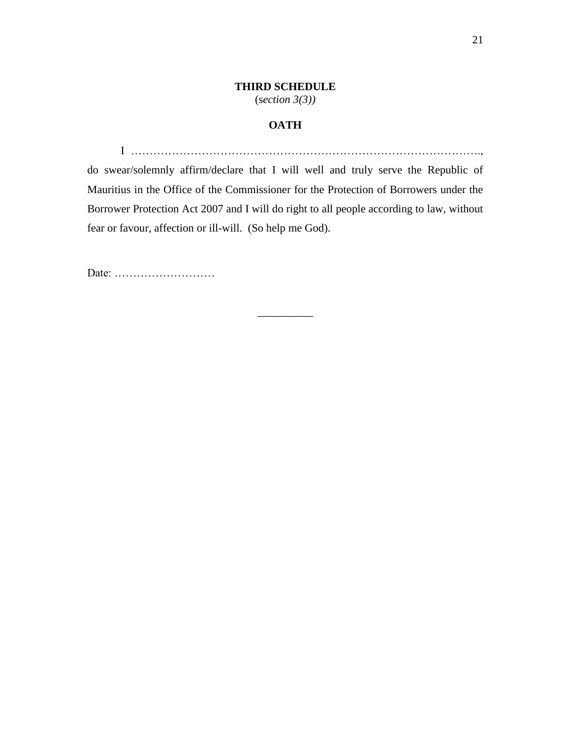**THIRD SCHEDULE**

(*section 3(3))*

**OATH**

I ……………………………………………………………………………………., do swear/solemnly affirm/declare that I will well and truly serve the Republic of Mauritius in the Office of the Commissioner for the Protection of Borrowers under the Borrower Protection Act 2007 and I will do right to all people according to law, without fear or favour, affection or ill-will. (So help me God).

Date: ………………………

\_\_\_\_\_\_\_\_\_\_